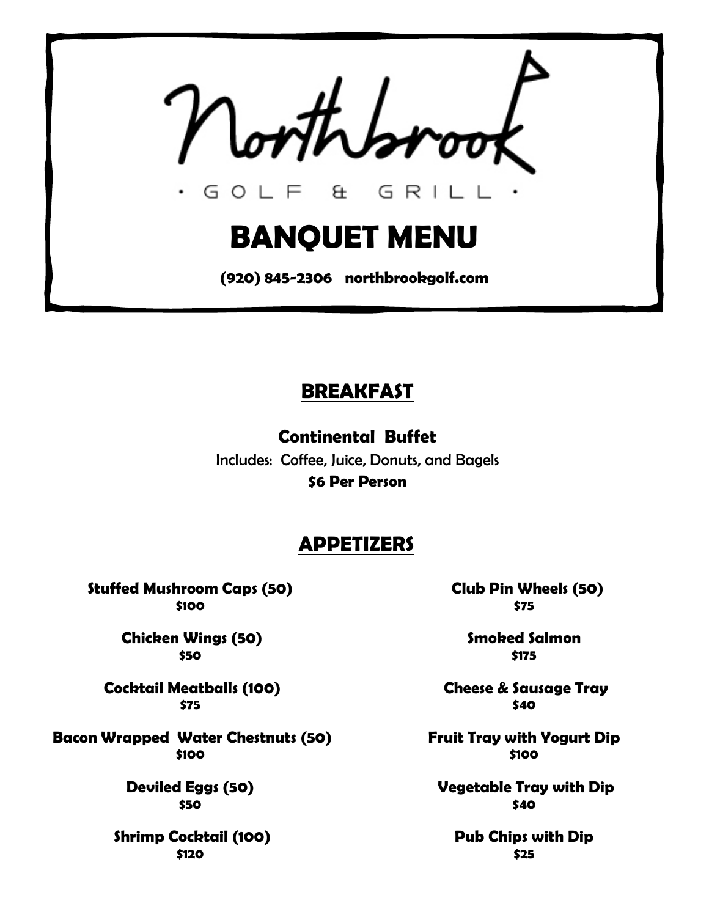# Northbrook

· GOLF & GRILL ·

# BANQUET MENU

**(920) 845-2306 northbrookgolf.com**

## BREAKFAST

**Continental Buffet**

Includes: Coffee, Juice, Donuts, and Bagels

**$6 Per Person**

## APPETIZERS

**Stuffed Mushroom Caps (50)**
**$100**

**Chicken Wings (50)**
**$50**

**Cocktail Meatballs (100)**
**$75**

**Bacon Wrapped Water Chestnuts (50)**
**$100**

**Deviled Eggs (50)**
**$50**

**Shrimp Cocktail (100)**
**$120**

**Club Pin Wheels (50)**
**$75**

**Smoked Salmon**
**$175**

**Cheese & Sausage Tray**
**$40**

**Fruit Tray with Yogurt Dip**
**$100**

**Vegetable Tray with Dip**
**$40**

**Pub Chips with Dip**
**$25**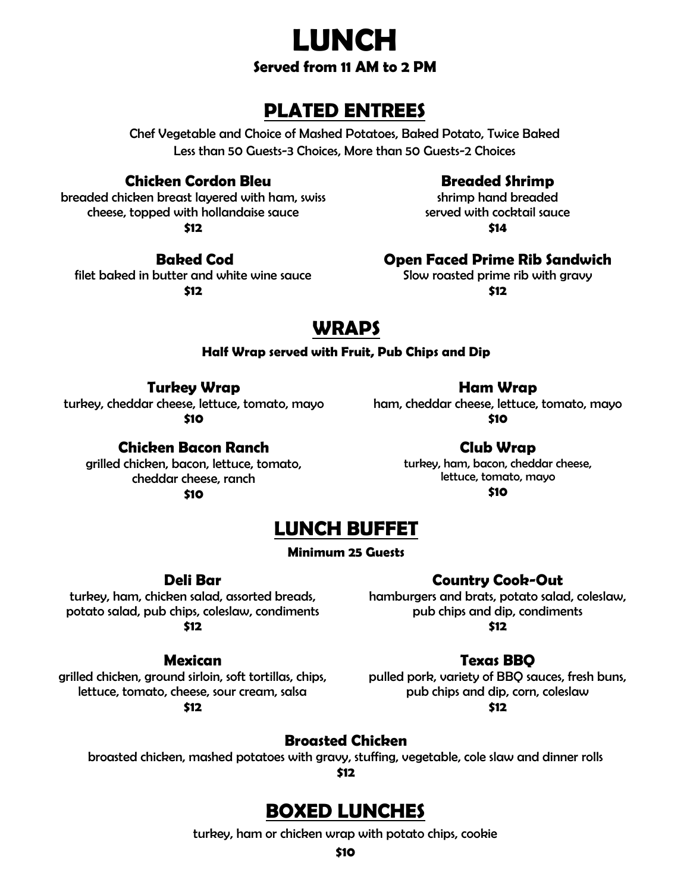# LUNCH

**Served from 11 AM to 2 PM**

## PLATED ENTREES

Chef Vegetable and Choice of Mashed Potatoes, Baked Potato, Twice Baked
Less than 50 Guests-3 Choices, More than 50 Guests-2 Choices

### Chicken Cordon Bleu

breaded chicken breast layered with ham, swiss cheese, topped with hollandaise sauce

**$12**

### Breaded Shrimp

shrimp hand breaded served with cocktail sauce

**$14**

### Baked Cod

filet baked in butter and white wine sauce

**$12**

### Open Faced Prime Rib Sandwich

Slow roasted prime rib with gravy

**$12**

## WRAPS

**Half Wrap served with Fruit, Pub Chips and Dip**

### Turkey Wrap

turkey, cheddar cheese, lettuce, tomato, mayo

**$10**

### Ham Wrap

ham, cheddar cheese, lettuce, tomato, mayo

**$10**

### Chicken Bacon Ranch

grilled chicken, bacon, lettuce, tomato, cheddar cheese, ranch

**$10**

### Club Wrap

turkey, ham, bacon, cheddar cheese, lettuce, tomato, mayo

**$10**

## LUNCH BUFFET

**Minimum 25 Guests**

### Deli Bar

turkey, ham, chicken salad, assorted breads, potato salad, pub chips, coleslaw, condiments

**$12**

### Country Cook-Out

hamburgers and brats, potato salad, coleslaw, pub chips and dip, condiments

**$12**

### Mexican

grilled chicken, ground sirloin, soft tortillas, chips, lettuce, tomato, cheese, sour cream, salsa

**$12**

### Texas BBQ

pulled pork, variety of BBQ sauces, fresh buns, pub chips and dip, corn, coleslaw

**$12**

### Broasted Chicken

broasted chicken, mashed potatoes with gravy, stuffing, vegetable, cole slaw and dinner rolls

**$12**

## BOXED LUNCHES

turkey, ham or chicken wrap with potato chips, cookie

**$10**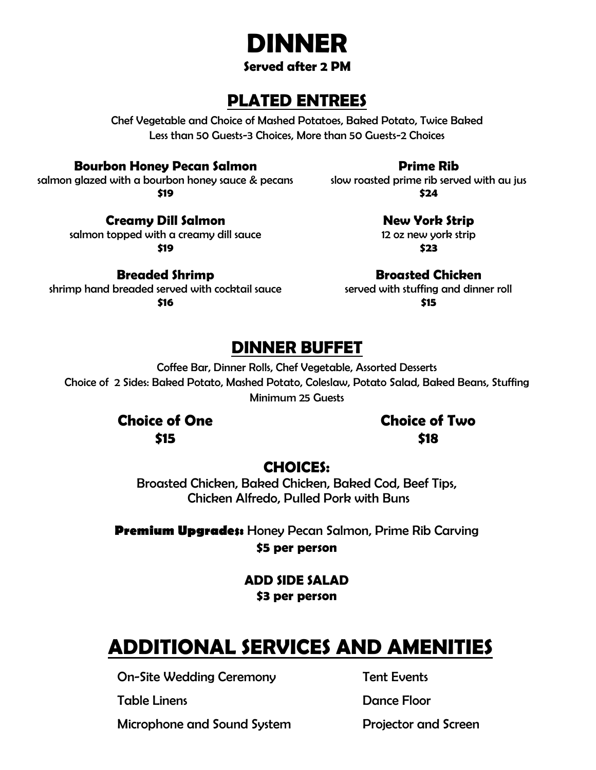# DINNER

**Served after 2 PM**

## PLATED ENTREES

Chef Vegetable and Choice of Mashed Potatoes, Baked Potato, Twice Baked
Less than 50 Guests-3 Choices, More than 50 Guests-2 Choices

**Bourbon Honey Pecan Salmon**
salmon glazed with a bourbon honey sauce & pecans
**$19**

**Creamy Dill Salmon**
salmon topped with a creamy dill sauce
**$19**

**Breaded Shrimp**
shrimp hand breaded served with cocktail sauce
**$16**

**Prime Rib**
slow roasted prime rib served with au jus
**$24**

**New York Strip**
12 oz new york strip
**$23**

**Broasted Chicken**
served with stuffing and dinner roll
**$15**

## DINNER BUFFET

Coffee Bar, Dinner Rolls, Chef Vegetable, Assorted Desserts
Choice of 2 Sides: Baked Potato, Mashed Potato, Coleslaw, Potato Salad, Baked Beans, Stuffing
Minimum 25 Guests

**Choice of One**
**$15**

**Choice of Two**
**$18**

### CHOICES:

Broasted Chicken, Baked Chicken, Baked Cod, Beef Tips,
Chicken Alfredo, Pulled Pork with Buns

**Premium Upgrades:** Honey Pecan Salmon, Prime Rib Carving
**$5 per person**

**ADD SIDE SALAD**
**$3 per person**

## ADDITIONAL SERVICES AND AMENITIES

- On-Site Wedding Ceremony
- Table Linens
- Microphone and Sound System
- Tent Events
- Dance Floor
- Projector and Screen